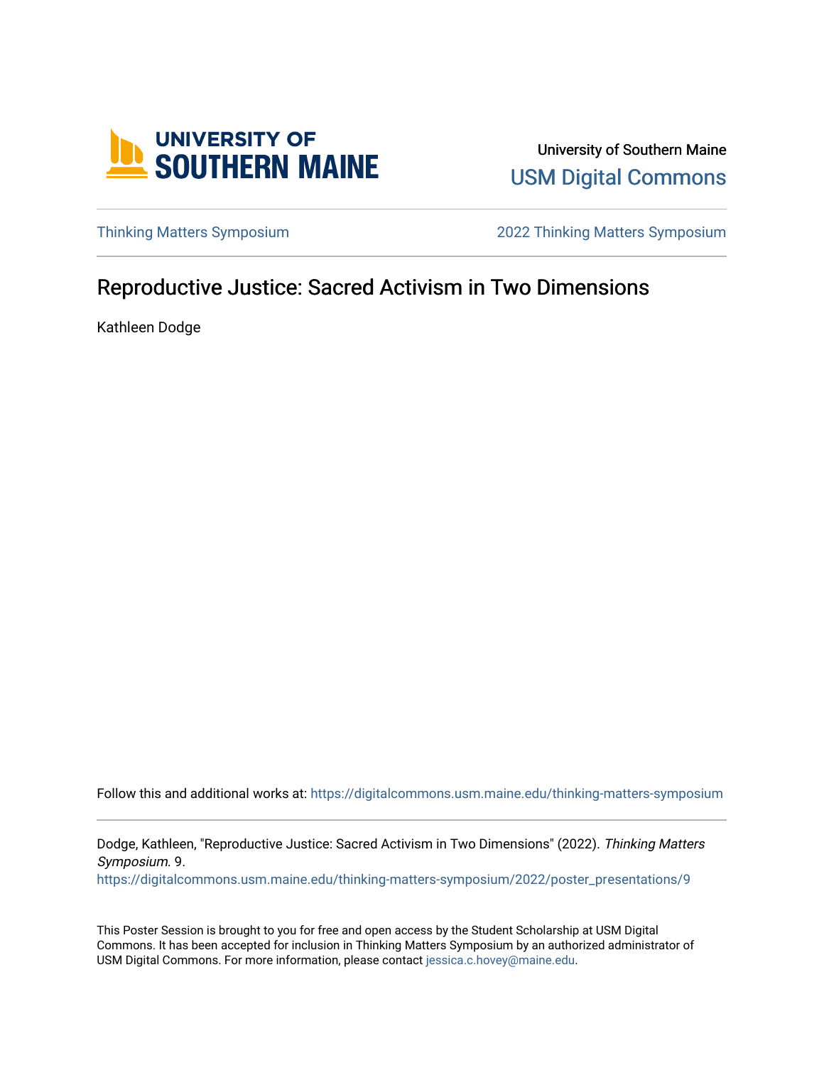University of Southern Maine

USM Digital Commons

Thinking Matters Symposium | 2022 Thinking Matters Symposium

# Reproductive Justice: Sacred Activism in Two Dimensions

Kathleen Dodge

Follow this and additional works at: https://digitalcommons.usm.maine.edu/thinking-matters-symposium

Dodge, Kathleen, "Reproductive Justice: Sacred Activism in Two Dimensions" (2022). *Thinking Matters Symposium*. 9.
https://digitalcommons.usm.maine.edu/thinking-matters-symposium/2022/poster_presentations/9

This Poster Session is brought to you for free and open access by the Student Scholarship at USM Digital Commons. It has been accepted for inclusion in Thinking Matters Symposium by an authorized administrator of USM Digital Commons. For more information, please contact jessica.c.hovey@maine.edu.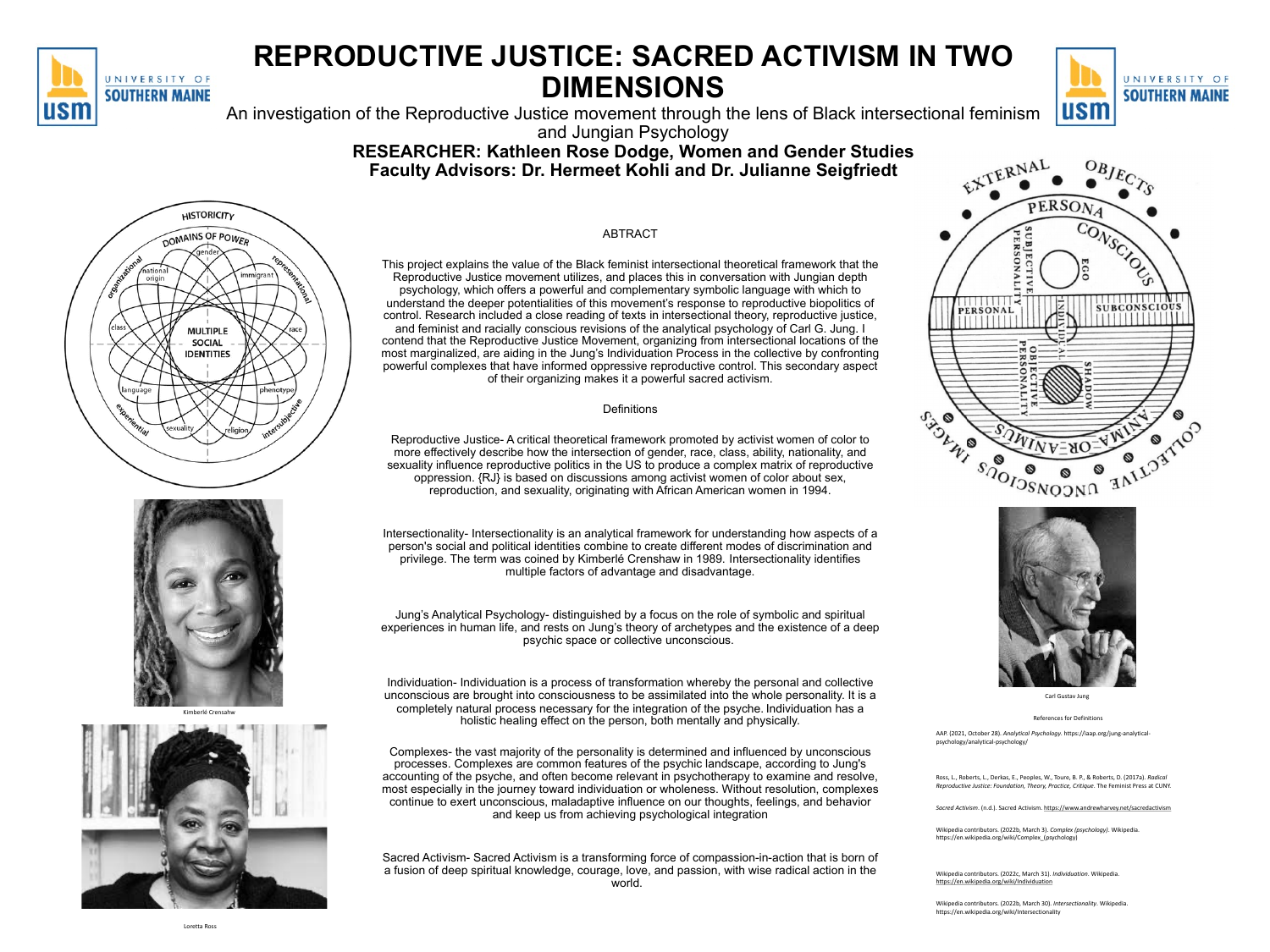# REPRODUCTIVE JUSTICE: SACRED ACTIVISM IN TWO DIMENSIONS

An investigation of the Reproductive Justice movement through the lens of Black intersectional feminism and Jungian Psychology

**RESEARCHER: Kathleen Rose Dodge, Women and Gender Studies**
**Faculty Advisors: Dr. Hermeet Kohli and Dr. Julianne Seigfriedt**

HISTORICITY
DOMAINS OF POWER
organizational
representational
experiential
intersubjective
gender
national origin
immigrant
class
race
language
phenotype
sexuality
religion
MULTIPLE SOCIAL IDENTITIES

Kimberlé Crensahw

Loretta Ross

## ABTRACT

This project explains the value of the Black feminist intersectional theoretical framework that the Reproductive Justice movement utilizes, and places this in conversation with Jungian depth psychology, which offers a powerful and complementary symbolic language with which to understand the deeper potentialities of this movement's response to reproductive biopolitics of control. Research included a close reading of texts in intersectional theory, reproductive justice, and feminist and racially conscious revisions of the analytical psychology of Carl G. Jung. I contend that the Reproductive Justice Movement, organizing from intersectional locations of the most marginalized, are aiding in the Jung's Individuation Process in the collective by confronting powerful complexes that have informed oppressive reproductive control. This secondary aspect of their organizing makes it a powerful sacred activism.

## Definitions

Reproductive Justice- A critical theoretical framework promoted by activist women of color to more effectively describe how the intersection of gender, race, class, ability, nationality, and sexuality influence reproductive politics in the US to produce a complex matrix of reproductive oppression. {RJ} is based on discussions among activist women of color about sex, reproduction, and sexuality, originating with African American women in 1994.

Intersectionality- Intersectionality is an analytical framework for understanding how aspects of a person's social and political identities combine to create different modes of discrimination and privilege. The term was coined by Kimberlé Crenshaw in 1989. Intersectionality identifies multiple factors of advantage and disadvantage.

Jung's Analytical Psychology- distinguished by a focus on the role of symbolic and spiritual experiences in human life, and rests on Jung's theory of archetypes and the existence of a deep psychic space or collective unconscious.

Individuation- Individuation is a process of transformation whereby the personal and collective unconscious are brought into consciousness to be assimilated into the whole personality. It is a completely natural process necessary for the integration of the psyche. Individuation has a holistic healing effect on the person, both mentally and physically.

Complexes- the vast majority of the personality is determined and influenced by unconscious processes. Complexes are common features of the psychic landscape, according to Jung's accounting of the psyche, and often become relevant in psychotherapy to examine and resolve, most especially in the journey toward individuation or wholeness. Without resolution, complexes continue to exert unconscious, maladaptive influence on our thoughts, feelings, and behavior and keep us from achieving psychological integration

Sacred Activism- Sacred Activism is a transforming force of compassion-in-action that is born of a fusion of deep spiritual knowledge, courage, love, and passion, with wise radical action in the world.

EXTERNAL OBJECTS
PERSONA
CONSCIOUS
SUBJECTIVE PERSONALITY
EGO
PERSONAL
INDIVIDUAL
SUBCONSCIOUS
OBJECTIVE PERSONALITY
SHADOW
ANIMA-OR-ANIMUS
IMAGES
COLLECTIVE UNCONSCIOUS

Carl Gustav Jung

References for Definitions

AAP. (2021, October 28). *Analytical Psychology.* https://iaap.org/jung-analytical-psychology/analytical-psychology/

Ross, L., Roberts, L., Derkas, E., Peoples, W., Toure, B. P., & Roberts, D. (2017a). *Radical Reproductive Justice: Foundation, Theory, Practice, Critique.* The Feminist Press at CUNY.

*Sacred Activism.* (n.d.). Sacred Activism. https://www.andrewharvey.net/sacredactivism

Wikipedia contributors. (2022b, March 3). *Complex (psychology).* Wikipedia. https://en.wikipedia.org/wiki/Complex_(psychology)

Wikipedia contributors. (2022c, March 31). *Individuation.* Wikipedia. https://en.wikipedia.org/wiki/Individuation

Wikipedia contributors. (2022b, March 30). *Intersectionality.* Wikipedia. https://en.wikipedia.org/wiki/Intersectionality